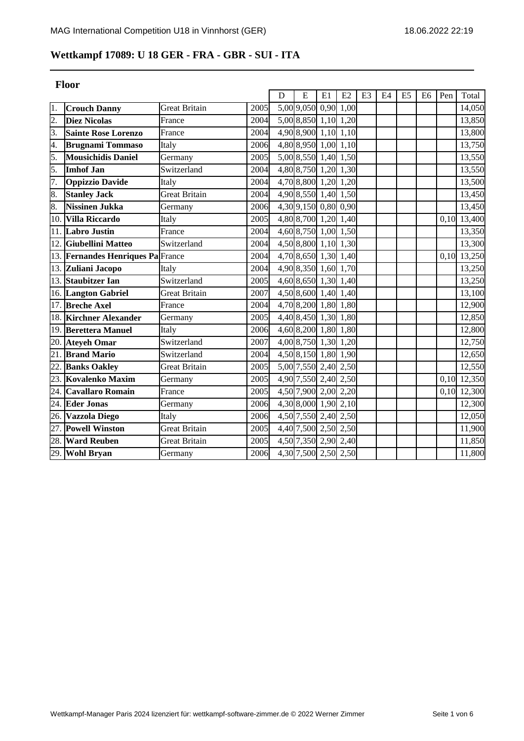## Wettkampf 17089: U 18 GER - FRA - GBR - SUI - ITA

### Floor

| | | | | D | E | E1 | E2 | E3 | E4 | E5 | E6 | Pen | Total |
|---|---|---|---|---|---|---|---|---|---|---|---|---|---|
| 1. | **Crouch Danny** | Great Britain | 2005 | 5,00 | 9,050 | 0,90 | 1,00 | | | | | | 14,050 |
| 2. | **Diez Nicolas** | France | 2004 | 5,00 | 8,850 | 1,10 | 1,20 | | | | | | 13,850 |
| 3. | **Sainte Rose Lorenzo** | France | 2004 | 4,90 | 8,900 | 1,10 | 1,10 | | | | | | 13,800 |
| 4. | **Brugnami Tommaso** | Italy | 2006 | 4,80 | 8,950 | 1,00 | 1,10 | | | | | | 13,750 |
| 5. | **Mousichidis Daniel** | Germany | 2005 | 5,00 | 8,550 | 1,40 | 1,50 | | | | | | 13,550 |
| 5. | **Imhof Jan** | Switzerland | 2004 | 4,80 | 8,750 | 1,20 | 1,30 | | | | | | 13,550 |
| 7. | **Oppizzio Davide** | Italy | 2004 | 4,70 | 8,800 | 1,20 | 1,20 | | | | | | 13,500 |
| 8. | **Stanley Jack** | Great Britain | 2004 | 4,90 | 8,550 | 1,40 | 1,50 | | | | | | 13,450 |
| 8. | **Nissinen Jukka** | Germany | 2006 | 4,30 | 9,150 | 0,80 | 0,90 | | | | | | 13,450 |
| 10. | **Villa Riccardo** | Italy | 2005 | 4,80 | 8,700 | 1,20 | 1,40 | | | | | 0,10 | 13,400 |
| 11. | **Labro Justin** | France | 2004 | 4,60 | 8,750 | 1,00 | 1,50 | | | | | | 13,350 |
| 12. | **Giubellini Matteo** | Switzerland | 2004 | 4,50 | 8,800 | 1,10 | 1,30 | | | | | | 13,300 |
| 13. | **Fernandes Henriques Pa** | France | 2004 | 4,70 | 8,650 | 1,30 | 1,40 | | | | | 0,10 | 13,250 |
| 13. | **Zuliani Jacopo** | Italy | 2004 | 4,90 | 8,350 | 1,60 | 1,70 | | | | | | 13,250 |
| 13. | **Staubitzer Ian** | Switzerland | 2005 | 4,60 | 8,650 | 1,30 | 1,40 | | | | | | 13,250 |
| 16. | **Langton Gabriel** | Great Britain | 2007 | 4,50 | 8,600 | 1,40 | 1,40 | | | | | | 13,100 |
| 17. | **Breche Axel** | France | 2004 | 4,70 | 8,200 | 1,80 | 1,80 | | | | | | 12,900 |
| 18. | **Kirchner Alexander** | Germany | 2005 | 4,40 | 8,450 | 1,30 | 1,80 | | | | | | 12,850 |
| 19. | **Berettera Manuel** | Italy | 2006 | 4,60 | 8,200 | 1,80 | 1,80 | | | | | | 12,800 |
| 20. | **Ateyeh Omar** | Switzerland | 2007 | 4,00 | 8,750 | 1,30 | 1,20 | | | | | | 12,750 |
| 21. | **Brand Mario** | Switzerland | 2004 | 4,50 | 8,150 | 1,80 | 1,90 | | | | | | 12,650 |
| 22. | **Banks Oakley** | Great Britain | 2005 | 5,00 | 7,550 | 2,40 | 2,50 | | | | | | 12,550 |
| 23. | **Kovalenko Maxim** | Germany | 2005 | 4,90 | 7,550 | 2,40 | 2,50 | | | | | 0,10 | 12,350 |
| 24. | **Cavallaro Romain** | France | 2005 | 4,50 | 7,900 | 2,00 | 2,20 | | | | | 0,10 | 12,300 |
| 24. | **Eder Jonas** | Germany | 2006 | 4,30 | 8,000 | 1,90 | 2,10 | | | | | | 12,300 |
| 26. | **Vazzola Diego** | Italy | 2006 | 4,50 | 7,550 | 2,40 | 2,50 | | | | | | 12,050 |
| 27. | **Powell Winston** | Great Britain | 2005 | 4,40 | 7,500 | 2,50 | 2,50 | | | | | | 11,900 |
| 28. | **Ward Reuben** | Great Britain | 2005 | 4,50 | 7,350 | 2,90 | 2,40 | | | | | | 11,850 |
| 29. | **Wohl Bryan** | Germany | 2006 | 4,30 | 7,500 | 2,50 | 2,50 | | | | | | 11,800 |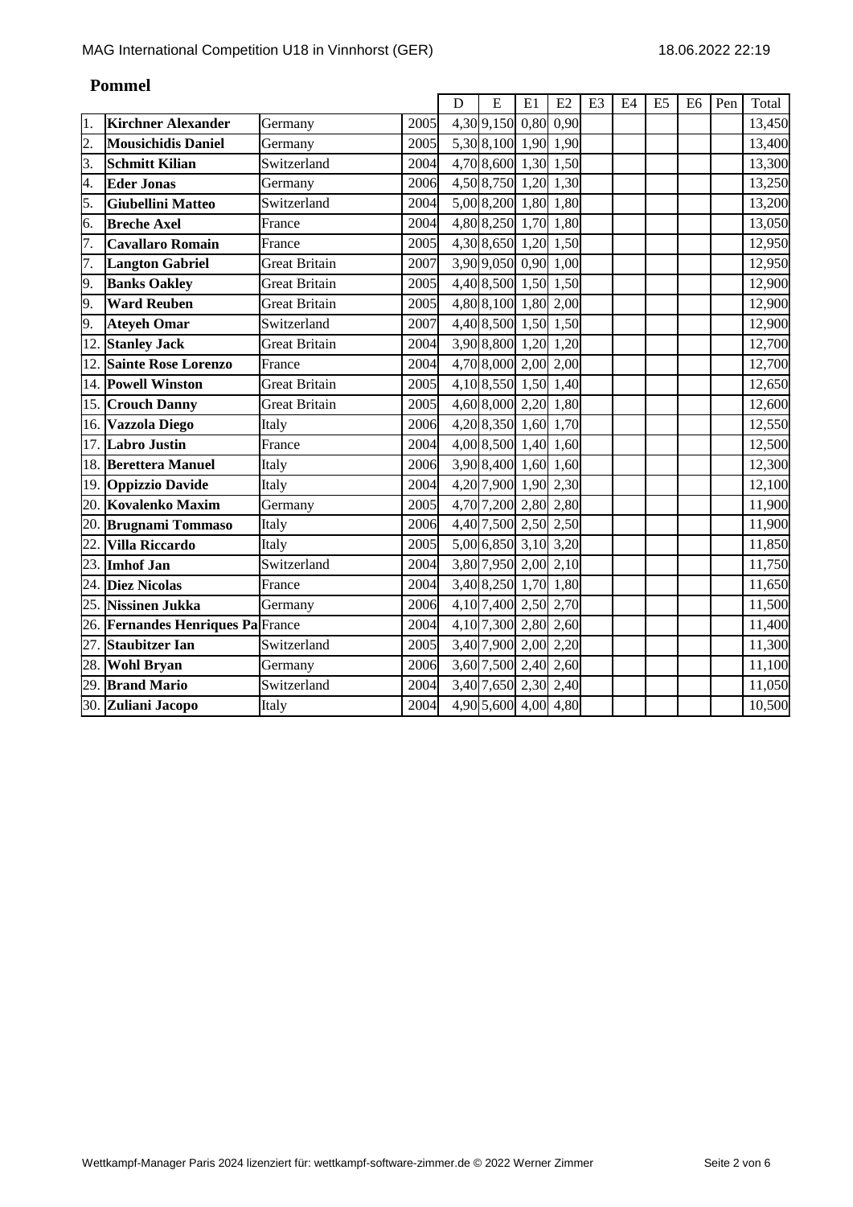## Pommel

| | | | | D | E | E1 | E2 | E3 | E4 | E5 | E6 | Pen | Total |
|---|---|---|---|---|---|---|---|---|---|---|---|---|---|
| 1. | **Kirchner Alexander** | Germany | 2005 | 4,30 | 9,150 | 0,80 | 0,90 | | | | | | 13,450 |
| 2. | **Mousichidis Daniel** | Germany | 2005 | 5,30 | 8,100 | 1,90 | 1,90 | | | | | | 13,400 |
| 3. | **Schmitt Kilian** | Switzerland | 2004 | 4,70 | 8,600 | 1,30 | 1,50 | | | | | | 13,300 |
| 4. | **Eder Jonas** | Germany | 2006 | 4,50 | 8,750 | 1,20 | 1,30 | | | | | | 13,250 |
| 5. | **Giubellini Matteo** | Switzerland | 2004 | 5,00 | 8,200 | 1,80 | 1,80 | | | | | | 13,200 |
| 6. | **Breche Axel** | France | 2004 | 4,80 | 8,250 | 1,70 | 1,80 | | | | | | 13,050 |
| 7. | **Cavallaro Romain** | France | 2005 | 4,30 | 8,650 | 1,20 | 1,50 | | | | | | 12,950 |
| 7. | **Langton Gabriel** | Great Britain | 2007 | 3,90 | 9,050 | 0,90 | 1,00 | | | | | | 12,950 |
| 9. | **Banks Oakley** | Great Britain | 2005 | 4,40 | 8,500 | 1,50 | 1,50 | | | | | | 12,900 |
| 9. | **Ward Reuben** | Great Britain | 2005 | 4,80 | 8,100 | 1,80 | 2,00 | | | | | | 12,900 |
| 9. | **Ateyeh Omar** | Switzerland | 2007 | 4,40 | 8,500 | 1,50 | 1,50 | | | | | | 12,900 |
| 12. | **Stanley Jack** | Great Britain | 2004 | 3,90 | 8,800 | 1,20 | 1,20 | | | | | | 12,700 |
| 12. | **Sainte Rose Lorenzo** | France | 2004 | 4,70 | 8,000 | 2,00 | 2,00 | | | | | | 12,700 |
| 14. | **Powell Winston** | Great Britain | 2005 | 4,10 | 8,550 | 1,50 | 1,40 | | | | | | 12,650 |
| 15. | **Crouch Danny** | Great Britain | 2005 | 4,60 | 8,000 | 2,20 | 1,80 | | | | | | 12,600 |
| 16. | **Vazzola Diego** | Italy | 2006 | 4,20 | 8,350 | 1,60 | 1,70 | | | | | | 12,550 |
| 17. | **Labro Justin** | France | 2004 | 4,00 | 8,500 | 1,40 | 1,60 | | | | | | 12,500 |
| 18. | **Berettera Manuel** | Italy | 2006 | 3,90 | 8,400 | 1,60 | 1,60 | | | | | | 12,300 |
| 19. | **Oppizzio Davide** | Italy | 2004 | 4,20 | 7,900 | 1,90 | 2,30 | | | | | | 12,100 |
| 20. | **Kovalenko Maxim** | Germany | 2005 | 4,70 | 7,200 | 2,80 | 2,80 | | | | | | 11,900 |
| 20. | **Brugnami Tommaso** | Italy | 2006 | 4,40 | 7,500 | 2,50 | 2,50 | | | | | | 11,900 |
| 22. | **Villa Riccardo** | Italy | 2005 | 5,00 | 6,850 | 3,10 | 3,20 | | | | | | 11,850 |
| 23. | **Imhof Jan** | Switzerland | 2004 | 3,80 | 7,950 | 2,00 | 2,10 | | | | | | 11,750 |
| 24. | **Diez Nicolas** | France | 2004 | 3,40 | 8,250 | 1,70 | 1,80 | | | | | | 11,650 |
| 25. | **Nissinen Jukka** | Germany | 2006 | 4,10 | 7,400 | 2,50 | 2,70 | | | | | | 11,500 |
| 26. | **Fernandes Henriques Pa** | France | 2004 | 4,10 | 7,300 | 2,80 | 2,60 | | | | | | 11,400 |
| 27. | **Staubitzer Ian** | Switzerland | 2005 | 3,40 | 7,900 | 2,00 | 2,20 | | | | | | 11,300 |
| 28. | **Wohl Bryan** | Germany | 2006 | 3,60 | 7,500 | 2,40 | 2,60 | | | | | | 11,100 |
| 29. | **Brand Mario** | Switzerland | 2004 | 3,40 | 7,650 | 2,30 | 2,40 | | | | | | 11,050 |
| 30. | **Zuliani Jacopo** | Italy | 2004 | 4,90 | 5,600 | 4,00 | 4,80 | | | | | | 10,500 |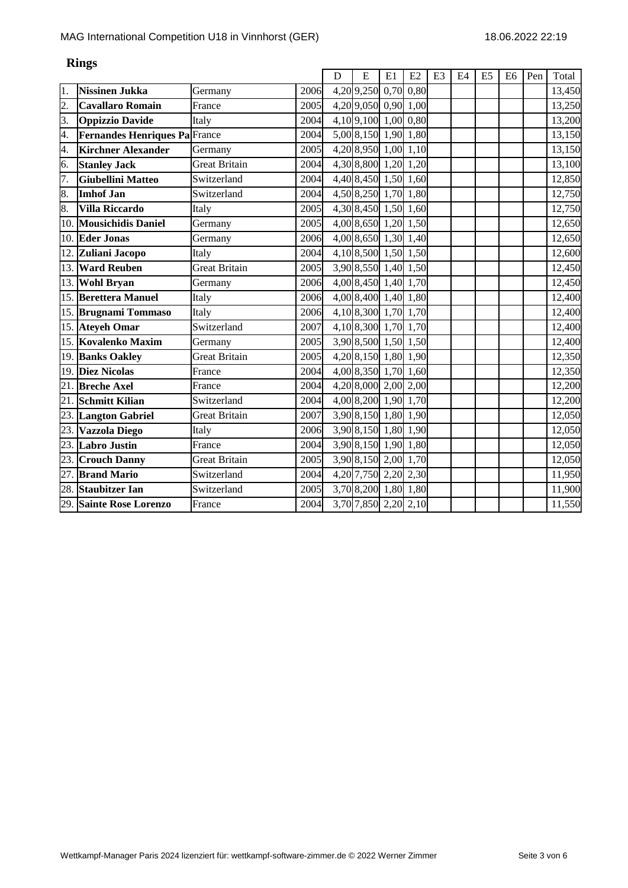## Rings

| | | | | D | E | E1 | E2 | E3 | E4 | E5 | E6 | Pen | Total |
|---|---|---|---|---|---|---|---|---|---|---|---|---|---|
| 1. | **Nissinen Jukka** | Germany | 2006 | 4,20 | 9,250 | 0,70 | 0,80 | | | | | | 13,450 |
| 2. | **Cavallaro Romain** | France | 2005 | 4,20 | 9,050 | 0,90 | 1,00 | | | | | | 13,250 |
| 3. | **Oppizzio Davide** | Italy | 2004 | 4,10 | 9,100 | 1,00 | 0,80 | | | | | | 13,200 |
| 4. | **Fernandes Henriques Pa** | France | 2004 | 5,00 | 8,150 | 1,90 | 1,80 | | | | | | 13,150 |
| 4. | **Kirchner Alexander** | Germany | 2005 | 4,20 | 8,950 | 1,00 | 1,10 | | | | | | 13,150 |
| 6. | **Stanley Jack** | Great Britain | 2004 | 4,30 | 8,800 | 1,20 | 1,20 | | | | | | 13,100 |
| 7. | **Giubellini Matteo** | Switzerland | 2004 | 4,40 | 8,450 | 1,50 | 1,60 | | | | | | 12,850 |
| 8. | **Imhof Jan** | Switzerland | 2004 | 4,50 | 8,250 | 1,70 | 1,80 | | | | | | 12,750 |
| 8. | **Villa Riccardo** | Italy | 2005 | 4,30 | 8,450 | 1,50 | 1,60 | | | | | | 12,750 |
| 10. | **Mousichidis Daniel** | Germany | 2005 | 4,00 | 8,650 | 1,20 | 1,50 | | | | | | 12,650 |
| 10. | **Eder Jonas** | Germany | 2006 | 4,00 | 8,650 | 1,30 | 1,40 | | | | | | 12,650 |
| 12. | **Zuliani Jacopo** | Italy | 2004 | 4,10 | 8,500 | 1,50 | 1,50 | | | | | | 12,600 |
| 13. | **Ward Reuben** | Great Britain | 2005 | 3,90 | 8,550 | 1,40 | 1,50 | | | | | | 12,450 |
| 13. | **Wohl Bryan** | Germany | 2006 | 4,00 | 8,450 | 1,40 | 1,70 | | | | | | 12,450 |
| 15. | **Berettera Manuel** | Italy | 2006 | 4,00 | 8,400 | 1,40 | 1,80 | | | | | | 12,400 |
| 15. | **Brugnami Tommaso** | Italy | 2006 | 4,10 | 8,300 | 1,70 | 1,70 | | | | | | 12,400 |
| 15. | **Ateyeh Omar** | Switzerland | 2007 | 4,10 | 8,300 | 1,70 | 1,70 | | | | | | 12,400 |
| 15. | **Kovalenko Maxim** | Germany | 2005 | 3,90 | 8,500 | 1,50 | 1,50 | | | | | | 12,400 |
| 19. | **Banks Oakley** | Great Britain | 2005 | 4,20 | 8,150 | 1,80 | 1,90 | | | | | | 12,350 |
| 19. | **Diez Nicolas** | France | 2004 | 4,00 | 8,350 | 1,70 | 1,60 | | | | | | 12,350 |
| 21. | **Breche Axel** | France | 2004 | 4,20 | 8,000 | 2,00 | 2,00 | | | | | | 12,200 |
| 21. | **Schmitt Kilian** | Switzerland | 2004 | 4,00 | 8,200 | 1,90 | 1,70 | | | | | | 12,200 |
| 23. | **Langton Gabriel** | Great Britain | 2007 | 3,90 | 8,150 | 1,80 | 1,90 | | | | | | 12,050 |
| 23. | **Vazzola Diego** | Italy | 2006 | 3,90 | 8,150 | 1,80 | 1,90 | | | | | | 12,050 |
| 23. | **Labro Justin** | France | 2004 | 3,90 | 8,150 | 1,90 | 1,80 | | | | | | 12,050 |
| 23. | **Crouch Danny** | Great Britain | 2005 | 3,90 | 8,150 | 2,00 | 1,70 | | | | | | 12,050 |
| 27. | **Brand Mario** | Switzerland | 2004 | 4,20 | 7,750 | 2,20 | 2,30 | | | | | | 11,950 |
| 28. | **Staubitzer Ian** | Switzerland | 2005 | 3,70 | 8,200 | 1,80 | 1,80 | | | | | | 11,900 |
| 29. | **Sainte Rose Lorenzo** | France | 2004 | 3,70 | 7,850 | 2,20 | 2,10 | | | | | | 11,550 |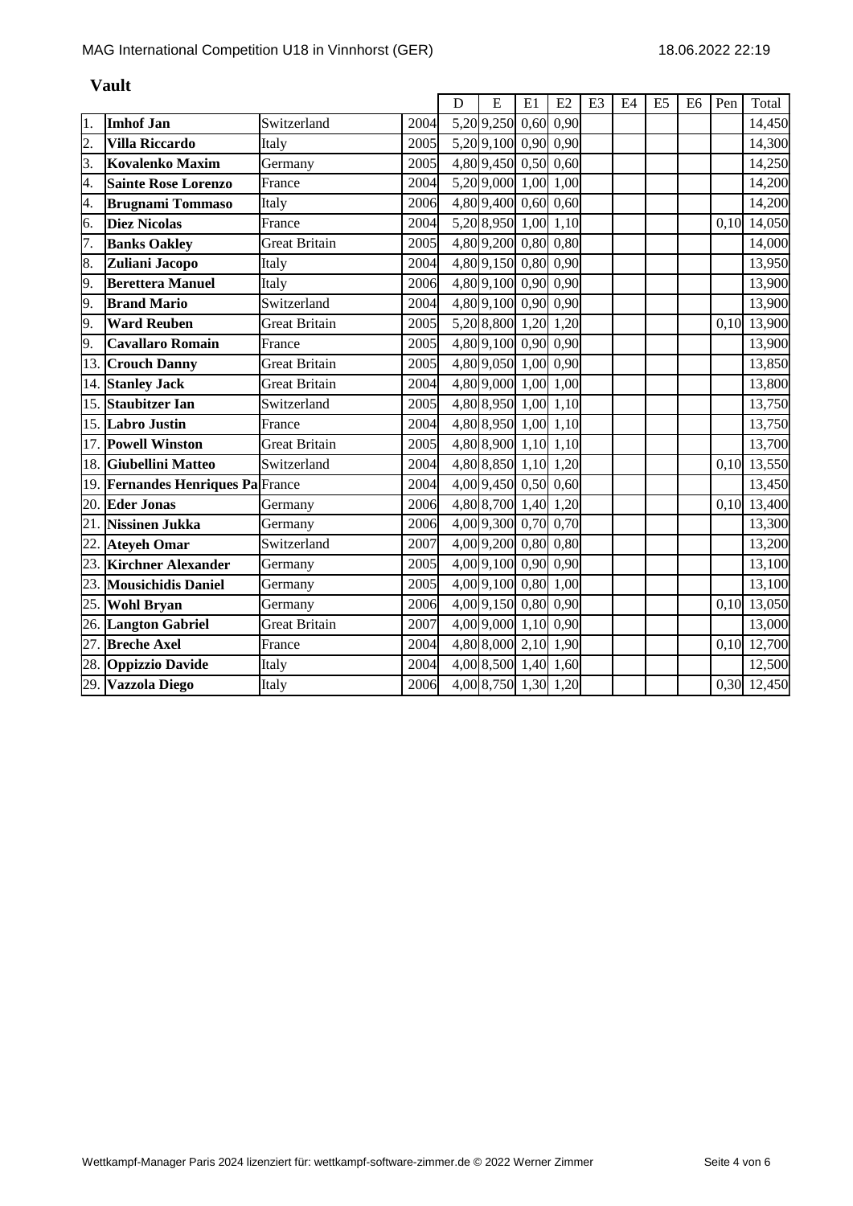## Vault

| | | | | D | E | E1 | E2 | E3 | E4 | E5 | E6 | Pen | Total |
|---|---|---|---|---|---|---|---|---|---|---|---|---|---|
| 1. | **Imhof Jan** | Switzerland | 2004 | 5,20 | 9,250 | 0,60 | 0,90 | | | | | | 14,450 |
| 2. | **Villa Riccardo** | Italy | 2005 | 5,20 | 9,100 | 0,90 | 0,90 | | | | | | 14,300 |
| 3. | **Kovalenko Maxim** | Germany | 2005 | 4,80 | 9,450 | 0,50 | 0,60 | | | | | | 14,250 |
| 4. | **Sainte Rose Lorenzo** | France | 2004 | 5,20 | 9,000 | 1,00 | 1,00 | | | | | | 14,200 |
| 4. | **Brugnami Tommaso** | Italy | 2006 | 4,80 | 9,400 | 0,60 | 0,60 | | | | | | 14,200 |
| 6. | **Diez Nicolas** | France | 2004 | 5,20 | 8,950 | 1,00 | 1,10 | | | | | 0,10 | 14,050 |
| 7. | **Banks Oakley** | Great Britain | 2005 | 4,80 | 9,200 | 0,80 | 0,80 | | | | | | 14,000 |
| 8. | **Zuliani Jacopo** | Italy | 2004 | 4,80 | 9,150 | 0,80 | 0,90 | | | | | | 13,950 |
| 9. | **Berettera Manuel** | Italy | 2006 | 4,80 | 9,100 | 0,90 | 0,90 | | | | | | 13,900 |
| 9. | **Brand Mario** | Switzerland | 2004 | 4,80 | 9,100 | 0,90 | 0,90 | | | | | | 13,900 |
| 9. | **Ward Reuben** | Great Britain | 2005 | 5,20 | 8,800 | 1,20 | 1,20 | | | | | 0,10 | 13,900 |
| 9. | **Cavallaro Romain** | France | 2005 | 4,80 | 9,100 | 0,90 | 0,90 | | | | | | 13,900 |
| 13. | **Crouch Danny** | Great Britain | 2005 | 4,80 | 9,050 | 1,00 | 0,90 | | | | | | 13,850 |
| 14. | **Stanley Jack** | Great Britain | 2004 | 4,80 | 9,000 | 1,00 | 1,00 | | | | | | 13,800 |
| 15. | **Staubitzer Ian** | Switzerland | 2005 | 4,80 | 8,950 | 1,00 | 1,10 | | | | | | 13,750 |
| 15. | **Labro Justin** | France | 2004 | 4,80 | 8,950 | 1,00 | 1,10 | | | | | | 13,750 |
| 17. | **Powell Winston** | Great Britain | 2005 | 4,80 | 8,900 | 1,10 | 1,10 | | | | | | 13,700 |
| 18. | **Giubellini Matteo** | Switzerland | 2004 | 4,80 | 8,850 | 1,10 | 1,20 | | | | | 0,10 | 13,550 |
| 19. | **Fernandes Henriques Pa** | France | 2004 | 4,00 | 9,450 | 0,50 | 0,60 | | | | | | 13,450 |
| 20. | **Eder Jonas** | Germany | 2006 | 4,80 | 8,700 | 1,40 | 1,20 | | | | | 0,10 | 13,400 |
| 21. | **Nissinen Jukka** | Germany | 2006 | 4,00 | 9,300 | 0,70 | 0,70 | | | | | | 13,300 |
| 22. | **Ateyeh Omar** | Switzerland | 2007 | 4,00 | 9,200 | 0,80 | 0,80 | | | | | | 13,200 |
| 23. | **Kirchner Alexander** | Germany | 2005 | 4,00 | 9,100 | 0,90 | 0,90 | | | | | | 13,100 |
| 23. | **Mousichidis Daniel** | Germany | 2005 | 4,00 | 9,100 | 0,80 | 1,00 | | | | | | 13,100 |
| 25. | **Wohl Bryan** | Germany | 2006 | 4,00 | 9,150 | 0,80 | 0,90 | | | | | 0,10 | 13,050 |
| 26. | **Langton Gabriel** | Great Britain | 2007 | 4,00 | 9,000 | 1,10 | 0,90 | | | | | | 13,000 |
| 27. | **Breche Axel** | France | 2004 | 4,80 | 8,000 | 2,10 | 1,90 | | | | | 0,10 | 12,700 |
| 28. | **Oppizzio Davide** | Italy | 2004 | 4,00 | 8,500 | 1,40 | 1,60 | | | | | | 12,500 |
| 29. | **Vazzola Diego** | Italy | 2006 | 4,00 | 8,750 | 1,30 | 1,20 | | | | | 0,30 | 12,450 |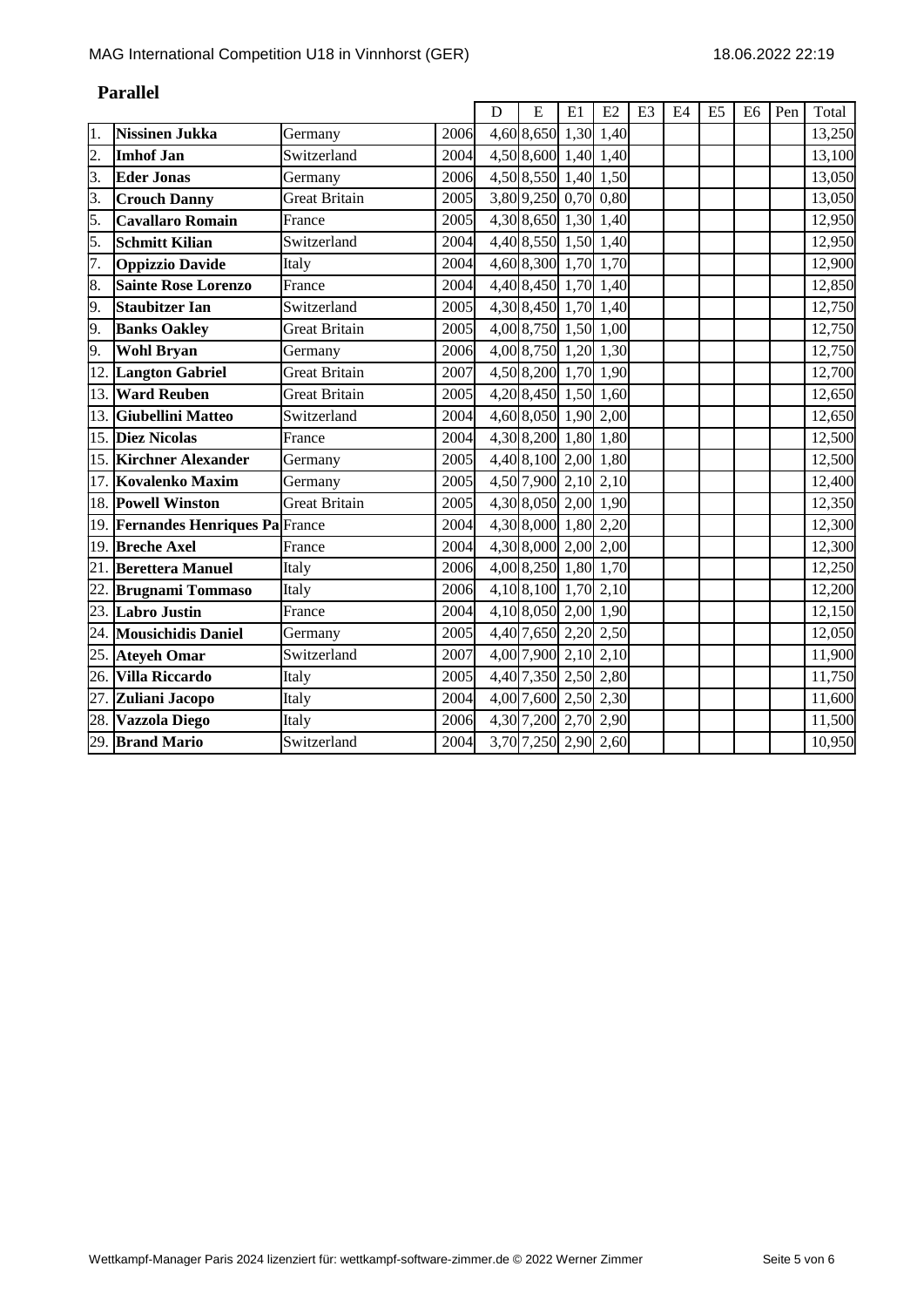## Parallel

| | | | | D | E | E1 | E2 | E3 | E4 | E5 | E6 | Pen | Total |
|---|---|---|---|---|---|---|---|---|---|---|---|---|---|
| 1. | **Nissinen Jukka** | Germany | 2006 | 4,60 | 8,650 | 1,30 | 1,40 | | | | | | 13,250 |
| 2. | **Imhof Jan** | Switzerland | 2004 | 4,50 | 8,600 | 1,40 | 1,40 | | | | | | 13,100 |
| 3. | **Eder Jonas** | Germany | 2006 | 4,50 | 8,550 | 1,40 | 1,50 | | | | | | 13,050 |
| 3. | **Crouch Danny** | Great Britain | 2005 | 3,80 | 9,250 | 0,70 | 0,80 | | | | | | 13,050 |
| 5. | **Cavallaro Romain** | France | 2005 | 4,30 | 8,650 | 1,30 | 1,40 | | | | | | 12,950 |
| 5. | **Schmitt Kilian** | Switzerland | 2004 | 4,40 | 8,550 | 1,50 | 1,40 | | | | | | 12,950 |
| 7. | **Oppizzio Davide** | Italy | 2004 | 4,60 | 8,300 | 1,70 | 1,70 | | | | | | 12,900 |
| 8. | **Sainte Rose Lorenzo** | France | 2004 | 4,40 | 8,450 | 1,70 | 1,40 | | | | | | 12,850 |
| 9. | **Staubitzer Ian** | Switzerland | 2005 | 4,30 | 8,450 | 1,70 | 1,40 | | | | | | 12,750 |
| 9. | **Banks Oakley** | Great Britain | 2005 | 4,00 | 8,750 | 1,50 | 1,00 | | | | | | 12,750 |
| 9. | **Wohl Bryan** | Germany | 2006 | 4,00 | 8,750 | 1,20 | 1,30 | | | | | | 12,750 |
| 12. | **Langton Gabriel** | Great Britain | 2007 | 4,50 | 8,200 | 1,70 | 1,90 | | | | | | 12,700 |
| 13. | **Ward Reuben** | Great Britain | 2005 | 4,20 | 8,450 | 1,50 | 1,60 | | | | | | 12,650 |
| 13. | **Giubellini Matteo** | Switzerland | 2004 | 4,60 | 8,050 | 1,90 | 2,00 | | | | | | 12,650 |
| 15. | **Diez Nicolas** | France | 2004 | 4,30 | 8,200 | 1,80 | 1,80 | | | | | | 12,500 |
| 15. | **Kirchner Alexander** | Germany | 2005 | 4,40 | 8,100 | 2,00 | 1,80 | | | | | | 12,500 |
| 17. | **Kovalenko Maxim** | Germany | 2005 | 4,50 | 7,900 | 2,10 | 2,10 | | | | | | 12,400 |
| 18. | **Powell Winston** | Great Britain | 2005 | 4,30 | 8,050 | 2,00 | 1,90 | | | | | | 12,350 |
| 19. | **Fernandes Henriques Pa** | France | 2004 | 4,30 | 8,000 | 1,80 | 2,20 | | | | | | 12,300 |
| 19. | **Breche Axel** | France | 2004 | 4,30 | 8,000 | 2,00 | 2,00 | | | | | | 12,300 |
| 21. | **Berettera Manuel** | Italy | 2006 | 4,00 | 8,250 | 1,80 | 1,70 | | | | | | 12,250 |
| 22. | **Brugnami Tommaso** | Italy | 2006 | 4,10 | 8,100 | 1,70 | 2,10 | | | | | | 12,200 |
| 23. | **Labro Justin** | France | 2004 | 4,10 | 8,050 | 2,00 | 1,90 | | | | | | 12,150 |
| 24. | **Mousichidis Daniel** | Germany | 2005 | 4,40 | 7,650 | 2,20 | 2,50 | | | | | | 12,050 |
| 25. | **Ateyeh Omar** | Switzerland | 2007 | 4,00 | 7,900 | 2,10 | 2,10 | | | | | | 11,900 |
| 26. | **Villa Riccardo** | Italy | 2005 | 4,40 | 7,350 | 2,50 | 2,80 | | | | | | 11,750 |
| 27. | **Zuliani Jacopo** | Italy | 2004 | 4,00 | 7,600 | 2,50 | 2,30 | | | | | | 11,600 |
| 28. | **Vazzola Diego** | Italy | 2006 | 4,30 | 7,200 | 2,70 | 2,90 | | | | | | 11,500 |
| 29. | **Brand Mario** | Switzerland | 2004 | 3,70 | 7,250 | 2,90 | 2,60 | | | | | | 10,950 |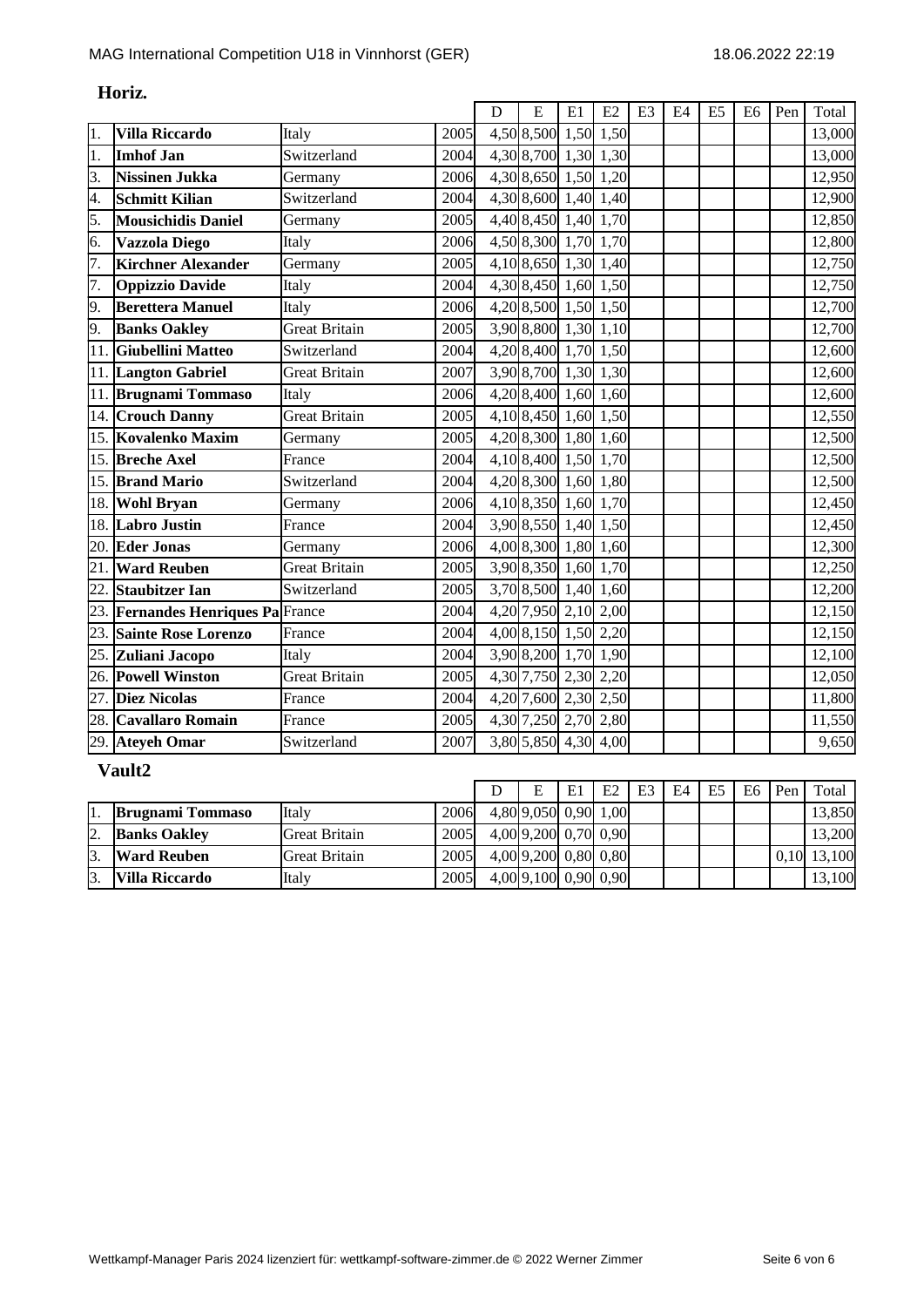## Horiz.

| | | | | D | E | E1 | E2 | E3 | E4 | E5 | E6 | Pen | Total |
|---|---|---|---|---|---|---|---|---|---|---|---|---|---|
| 1. | **Villa Riccardo** | Italy | 2005 | 4,50 | 8,500 | 1,50 | 1,50 | | | | | | 13,000 |
| 1. | **Imhof Jan** | Switzerland | 2004 | 4,30 | 8,700 | 1,30 | 1,30 | | | | | | 13,000 |
| 3. | **Nissinen Jukka** | Germany | 2006 | 4,30 | 8,650 | 1,50 | 1,20 | | | | | | 12,950 |
| 4. | **Schmitt Kilian** | Switzerland | 2004 | 4,30 | 8,600 | 1,40 | 1,40 | | | | | | 12,900 |
| 5. | **Mousichidis Daniel** | Germany | 2005 | 4,40 | 8,450 | 1,40 | 1,70 | | | | | | 12,850 |
| 6. | **Vazzola Diego** | Italy | 2006 | 4,50 | 8,300 | 1,70 | 1,70 | | | | | | 12,800 |
| 7. | **Kirchner Alexander** | Germany | 2005 | 4,10 | 8,650 | 1,30 | 1,40 | | | | | | 12,750 |
| 7. | **Oppizzio Davide** | Italy | 2004 | 4,30 | 8,450 | 1,60 | 1,50 | | | | | | 12,750 |
| 9. | **Berettera Manuel** | Italy | 2006 | 4,20 | 8,500 | 1,50 | 1,50 | | | | | | 12,700 |
| 9. | **Banks Oakley** | Great Britain | 2005 | 3,90 | 8,800 | 1,30 | 1,10 | | | | | | 12,700 |
| 11. | **Giubellini Matteo** | Switzerland | 2004 | 4,20 | 8,400 | 1,70 | 1,50 | | | | | | 12,600 |
| 11. | **Langton Gabriel** | Great Britain | 2007 | 3,90 | 8,700 | 1,30 | 1,30 | | | | | | 12,600 |
| 11. | **Brugnami Tommaso** | Italy | 2006 | 4,20 | 8,400 | 1,60 | 1,60 | | | | | | 12,600 |
| 14. | **Crouch Danny** | Great Britain | 2005 | 4,10 | 8,450 | 1,60 | 1,50 | | | | | | 12,550 |
| 15. | **Kovalenko Maxim** | Germany | 2005 | 4,20 | 8,300 | 1,80 | 1,60 | | | | | | 12,500 |
| 15. | **Breche Axel** | France | 2004 | 4,10 | 8,400 | 1,50 | 1,70 | | | | | | 12,500 |
| 15. | **Brand Mario** | Switzerland | 2004 | 4,20 | 8,300 | 1,60 | 1,80 | | | | | | 12,500 |
| 18. | **Wohl Bryan** | Germany | 2006 | 4,10 | 8,350 | 1,60 | 1,70 | | | | | | 12,450 |
| 18. | **Labro Justin** | France | 2004 | 3,90 | 8,550 | 1,40 | 1,50 | | | | | | 12,450 |
| 20. | **Eder Jonas** | Germany | 2006 | 4,00 | 8,300 | 1,80 | 1,60 | | | | | | 12,300 |
| 21. | **Ward Reuben** | Great Britain | 2005 | 3,90 | 8,350 | 1,60 | 1,70 | | | | | | 12,250 |
| 22. | **Staubitzer Ian** | Switzerland | 2005 | 3,70 | 8,500 | 1,40 | 1,60 | | | | | | 12,200 |
| 23. | **Fernandes Henriques Pa** | France | 2004 | 4,20 | 7,950 | 2,10 | 2,00 | | | | | | 12,150 |
| 23. | **Sainte Rose Lorenzo** | France | 2004 | 4,00 | 8,150 | 1,50 | 2,20 | | | | | | 12,150 |
| 25. | **Zuliani Jacopo** | Italy | 2004 | 3,90 | 8,200 | 1,70 | 1,90 | | | | | | 12,100 |
| 26. | **Powell Winston** | Great Britain | 2005 | 4,30 | 7,750 | 2,30 | 2,20 | | | | | | 12,050 |
| 27. | **Diez Nicolas** | France | 2004 | 4,20 | 7,600 | 2,30 | 2,50 | | | | | | 11,800 |
| 28. | **Cavallaro Romain** | France | 2005 | 4,30 | 7,250 | 2,70 | 2,80 | | | | | | 11,550 |
| 29. | **Ateyeh Omar** | Switzerland | 2007 | 3,80 | 5,850 | 4,30 | 4,00 | | | | | | 9,650 |

## Vault2

| | | | | D | E | E1 | E2 | E3 | E4 | E5 | E6 | Pen | Total |
|---|---|---|---|---|---|---|---|---|---|---|---|---|---|
| 1. | **Brugnami Tommaso** | Italy | 2006 | 4,80 | 9,050 | 0,90 | 1,00 | | | | | | 13,850 |
| 2. | **Banks Oakley** | Great Britain | 2005 | 4,00 | 9,200 | 0,70 | 0,90 | | | | | | 13,200 |
| 3. | **Ward Reuben** | Great Britain | 2005 | 4,00 | 9,200 | 0,80 | 0,80 | | | | | 0,10 | 13,100 |
| 3. | **Villa Riccardo** | Italy | 2005 | 4,00 | 9,100 | 0,90 | 0,90 | | | | | | 13,100 |